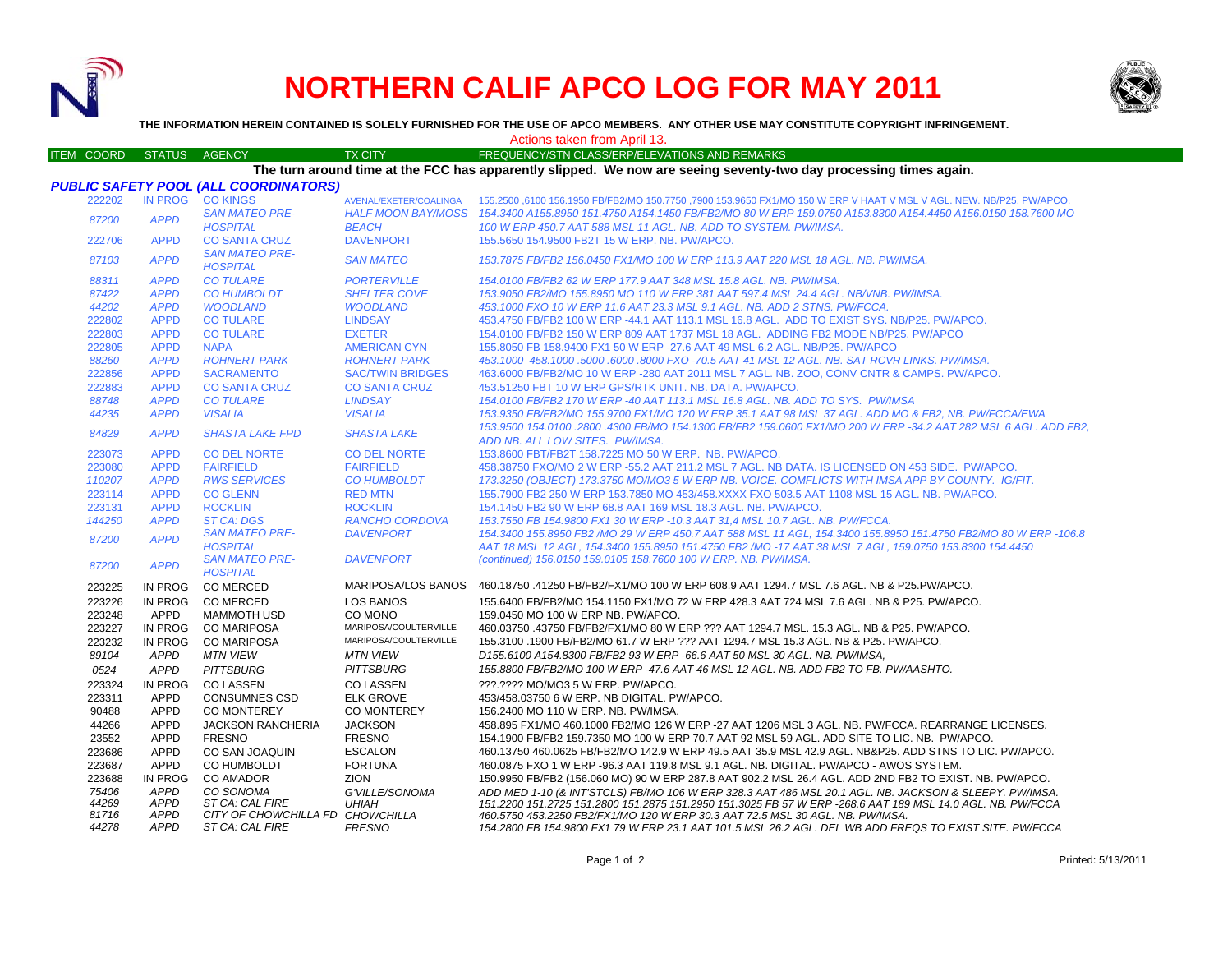# NORTHERN CALIF APCO LOG FOR MAY 2011

**THE INFORMATION HEREIN CONTAINED IS SOLELY FURNISHED FOR THE USE OF APCO MEMBERS. ANY OTHER USE MAY CONSTITUTE COPYRIGHT INFRINGEMENT.**

Actions taken from April 13.

| ITEM COORD | STATUS | AGENCY | TX CITY | FREQUENCY/STN CLASS/ERP/ELEVATIONS AND REMARKS |
|---|---|---|---|---|

**The turn around time at the FCC has apparently slipped. We now are seeing seventy-two day processing times again.**

### *PUBLIC SAFETY POOL (ALL COORDINATORS)*

| ITEM COORD | STATUS | AGENCY | TX CITY | FREQUENCY/STN CLASS/ERP/ELEVATIONS AND REMARKS |
|---|---|---|---|---|
| 222202 | IN PROG | CO KINGS | AVENAL/EXETER/COALINGA | 155.2500 ,6100 156.1950 FB/FB2/MO 150.7750 ,7900 153.9650 FX1/MO 150 W ERP V HAAT V MSL V AGL. NEW. NB/P25. PW/APCO. |
| *87200* | *APPD* | *SAN MATEO PRE-HOSPITAL* | *HALF MOON BAY/MOSS BEACH* | *154.3400 A155.8950 151.4750 A154.1450 FB/FB2/MO 80 W ERP 159.0750 A153.8300 A154.4450 A156.0150 158.7600 MO 100 W ERP 450.7 AAT 588 MSL 11 AGL. NB. ADD TO SYSTEM. PW/IMSA.* |
| 222706 | APPD | CO SANTA CRUZ | DAVENPORT | 155.5650 154.9500 FB2T 15 W ERP. NB. PW/APCO. |
| *87103* | *APPD* | *SAN MATEO PRE-HOSPITAL* | *SAN MATEO* | *153.7875 FB/FB2 156.0450 FX1/MO 100 W ERP 113.9 AAT 220 MSL 18 AGL. NB. PW/IMSA.* |
| *88311* | *APPD* | *CO TULARE* | *PORTERVILLE* | *154.0100 FB/FB2 62 W ERP 177.9 AAT 348 MSL 15.8 AGL. NB. PW/IMSA.* |
| *87422* | *APPD* | *CO HUMBOLDT* | *SHELTER COVE* | *153.9050 FB2/MO 155.8950 MO 110 W ERP 381 AAT 597.4 MSL 24.4 AGL. NB/VNB. PW/IMSA.* |
| *44202* | *APPD* | *WOODLAND* | *WOODLAND* | *453.1000 FXO 10 W ERP 11.6 AAT 23.3 MSL 9.1 AGL. NB. ADD 2 STNS. PW/FCCA.* |
| 222802 | APPD | CO TULARE | LINDSAY | 453.4750 FB/FB2 100 W ERP -44.1 AAT 113.1 MSL 16.8 AGL. ADD TO EXIST SYS. NB/P25. PW/APCO. |
| 222803 | APPD | CO TULARE | EXETER | 154.0100 FB/FB2 150 W ERP 809 AAT 1737 MSL 18 AGL. ADDING FB2 MODE NB/P25. PW/APCO |
| 222805 | APPD | NAPA | AMERICAN CYN | 155.8050 FB 158.9400 FX1 50 W ERP -27.6 AAT 49 MSL 6.2 AGL. NB/P25. PW/APCO |
| *88260* | *APPD* | *ROHNERT PARK* | *ROHNERT PARK* | *453.1000 458.1000 .5000 .6000 .8000 FXO -70.5 AAT 41 MSL 12 AGL. NB. SAT RCVR LINKS. PW/IMSA.* |
| 222856 | APPD | SACRAMENTO | SAC/TWIN BRIDGES | 463.6000 FB/FB2/MO 10 W ERP -280 AAT 2011 MSL 7 AGL. NB. ZOO, CONV CNTR & CAMPS. PW/APCO. |
| 222883 | APPD | CO SANTA CRUZ | CO SANTA CRUZ | 453.51250 FBT 10 W ERP GPS/RTK UNIT. NB. DATA. PW/APCO. |
| *88748* | *APPD* | *CO TULARE* | *LINDSAY* | *154.0100 FB/FB2 170 W ERP -40 AAT 113.1 MSL 16.8 AGL. NB. ADD TO SYS. PW/IMSA* |
| *44235* | *APPD* | *VISALIA* | *VISALIA* | *153.9350 FB/FB2/MO 155.9700 FX1/MO 120 W ERP 35.1 AAT 98 MSL 37 AGL. ADD MO & FB2, NB. PW/FCCA/EWA* |
| *84829* | *APPD* | *SHASTA LAKE FPD* | *SHASTA LAKE* | *153.9500 154.0100 .2800 .4300 FB/MO 154.1300 FB/FB2 159.0600 FX1/MO 200 W ERP -34.2 AAT 282 MSL 6 AGL. ADD FB2, ADD NB. ALL LOW SITES. PW/IMSA.* |
| 223073 | APPD | CO DEL NORTE | CO DEL NORTE | 153.8600 FBT/FB2T 158.7225 MO 50 W ERP. NB. PW/APCO. |
| 223080 | APPD | FAIRFIELD | FAIRFIELD | 458.38750 FXO/MO 2 W ERP -55.2 AAT 211.2 MSL 7 AGL. NB DATA. IS LICENSED ON 453 SIDE. PW/APCO. |
| *110207* | *APPD* | *RWS SERVICES* | *CO HUMBOLDT* | *173.3250 (OBJECT) 173.3750 MO/MO3 5 W ERP NB. VOICE. COMFLICTS WITH IMSA APP BY COUNTY. IG/FIT.* |
| 223114 | APPD | CO GLENN | RED MTN | 155.7900 FB2 250 W ERP 153.7850 MO 453/458.XXXX FXO 503.5 AAT 1108 MSL 15 AGL. NB. PW/APCO. |
| 223131 | APPD | ROCKLIN | ROCKLIN | 154.1450 FB2 90 W ERP 68.8 AAT 169 MSL 18.3 AGL. NB. PW/APCO. |
| *144250* | *APPD* | *ST CA: DGS* | *RANCHO CORDOVA* | *153.7550 FB 154.9800 FX1 30 W ERP -10.3 AAT 31,4 MSL 10.7 AGL. NB. PW/FCCA.* |
| *87200* | *APPD* | *SAN MATEO PRE-HOSPITAL* | *DAVENPORT* | *154.3400 155.8950 FB2 /MO 29 W ERP 450.7 AAT 588 MSL 11 AGL, 154.3400 155.8950 151.4750 FB2/MO 80 W ERP -106.8 AAT 18 MSL 12 AGL, 154.3400 155.8950 151.4750 FB2 /MO -17 AAT 38 MSL 7 AGL, 159.0750 153.8300 154.4450* |
| *87200* | *APPD* | *SAN MATEO PRE-HOSPITAL* | *DAVENPORT* | *(continued) 156.0150 159.0105 158.7600 100 W ERP. NB. PW/IMSA.* |
| 223225 | IN PROG | CO MERCED | MARIPOSA/LOS BANOS | 460.18750 .41250 FB/FB2/FX1/MO 100 W ERP 608.9 AAT 1294.7 MSL 7.6 AGL. NB & P25.PW/APCO. |
| 223226 | IN PROG | CO MERCED | LOS BANOS | 155.6400 FB/FB2/MO 154.1150 FX1/MO 72 W ERP 428.3 AAT 724 MSL 7.6 AGL. NB & P25. PW/APCO. |
| 223248 | APPD | MAMMOTH USD | CO MONO | 159.0450 MO 100 W ERP NB. PW/APCO. |
| 223227 | IN PROG | CO MARIPOSA | MARIPOSA/COULTERVILLE | 460.03750 .43750 FB/FB2/FX1/MO 80 W ERP ??? AAT 1294.7 MSL. 15.3 AGL. NB & P25. PW/APCO. |
| 223232 | IN PROG | CO MARIPOSA | MARIPOSA/COULTERVILLE | 155.3100 .1900 FB/FB2/MO 61.7 W ERP ??? AAT 1294.7 MSL 15.3 AGL. NB & P25. PW/APCO. |
| *89104* | *APPD* | *MTN VIEW* | *MTN VIEW* | *D155.6100 A154.8300 FB/FB2 93 W ERP -66.6 AAT 50 MSL 30 AGL. NB. PW/IMSA,* |
| *0524* | *APPD* | *PITTSBURG* | *PITTSBURG* | *155.8800 FB/FB2/MO 100 W ERP -47.6 AAT 46 MSL 12 AGL. NB. ADD FB2 TO FB. PW/AASHTO.* |
| 223324 | IN PROG | CO LASSEN | CO LASSEN | ???.???? MO/MO3 5 W ERP. PW/APCO. |
| 223311 | APPD | CONSUMNES CSD | ELK GROVE | 453/458.03750 6 W ERP. NB DIGITAL. PW/APCO. |
| 90488 | APPD | CO MONTEREY | CO MONTEREY | 156.2400 MO 110 W ERP. NB. PW/IMSA. |
| 44266 | APPD | JACKSON RANCHERIA | JACKSON | 458.895 FX1/MO 460.1000 FB2/MO 126 W ERP -27 AAT 1206 MSL 3 AGL. NB. PW/FCCA. REARRANGE LICENSES. |
| 23552 | APPD | FRESNO | FRESNO | 154.1900 FB/FB2 159.7350 MO 100 W ERP 70.7 AAT 92 MSL 59 AGL. ADD SITE TO LIC. NB. PW/APCO. |
| 223686 | APPD | CO SAN JOAQUIN | ESCALON | 460.13750 460.0625 FB/FB2/MO 142.9 W ERP 49.5 AAT 35.9 MSL 42.9 AGL. NB&P25. ADD STNS TO LIC. PW/APCO. |
| 223687 | APPD | CO HUMBOLDT | FORTUNA | 460.0875 FXO 1 W ERP -96.3 AAT 119.8 MSL 9.1 AGL. NB. DIGITAL. PW/APCO - AWOS SYSTEM. |
| 223688 | IN PROG | CO AMADOR | ZION | 150.9950 FB/FB2 (156.060 MO) 90 W ERP 287.8 AAT 902.2 MSL 26.4 AGL. ADD 2ND FB2 TO EXIST. NB. PW/APCO. |
| *75406* | *APPD* | *CO SONOMA* | *G'VILLE/SONOMA* | *ADD MED 1-10 (& INT'STCLS) FB/MO 106 W ERP 328.3 AAT 486 MSL 20.1 AGL. NB. JACKSON & SLEEPY. PW/IMSA.* |
| *44269* | *APPD* | *ST CA: CAL FIRE* | *UHIAH* | *151.2200 151.2725 151.2800 151.2875 151.2950 151.3025 FB 57 W ERP -268.6 AAT 189 MSL 14.0 AGL. NB. PW/FCCA* |
| *81716* | *APPD* | *CITY OF CHOWCHILLA FD* | *CHOWCHILLA* | *460.5750 453.2250 FB2/FX1/MO 120 W ERP 30.3 AAT 72.5 MSL 30 AGL. NB. PW/IMSA.* |
| *44278* | *APPD* | *ST CA: CAL FIRE* | *FRESNO* | *154.2800 FB 154.9800 FX1 79 W ERP 23.1 AAT 101.5 MSL 26.2 AGL. DEL WB ADD FREQS TO EXIST SITE. PW/FCCA* |

Printed: 5/13/2011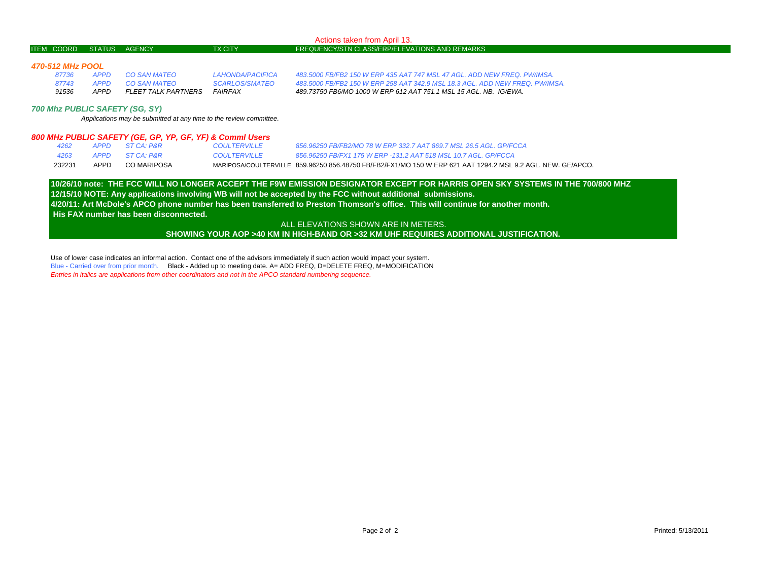Actions taken from April 13.

| ITEM | COORD | STATUS | AGENCY | TX CITY | FREQUENCY/STN CLASS/ERP/ELEVATIONS AND REMARKS |
|---|---|---|---|---|---|
| | | | | | |

### *470-512 MHz POOL*

| ITEM | COORD | STATUS | AGENCY | TX CITY | FREQUENCY/STN CLASS/ERP/ELEVATIONS AND REMARKS |
|---|---|---|---|---|---|
| | *87736* | *APPD* | *CO SAN MATEO* | *LAHONDA/PACIFICA* | *483.5000 FB/FB2 150 W ERP 435 AAT 747 MSL 47 AGL. ADD NEW FREQ. PW/IMSA.* |
| | *87743* | *APPD* | *CO SAN MATEO* | *SCARLOS/SMATEO* | *483.5000 FB/FB2 150 W ERP 258 AAT 342.9 MSL 18.3 AGL. ADD NEW FREQ. PW/IMSA.* |
| | *91536* | *APPD* | *FLEET TALK PARTNERS* | *FAIRFAX* | *489.73750 FB6/MO 1000 W ERP 612 AAT 751.1 MSL 15 AGL. NB. IG/EWA.* |

### *700 Mhz PUBLIC SAFETY (SG, SY)*

*Applications may be submitted at any time to the review committee.*

### *800 MHz PUBLIC SAFETY (GE, GP, YP, GF, YF) & Comml Users*

| ITEM | COORD | STATUS | AGENCY | TX CITY | FREQUENCY/STN CLASS/ERP/ELEVATIONS AND REMARKS |
|---|---|---|---|---|---|
| | *4262* | *APPD* | *ST CA: P&R* | *COULTERVILLE* | *856.96250 FB/FB2/MO 78 W ERP 332.7 AAT 869.7 MSL 26.5 AGL. GP/FCCA* |
| | *4263* | *APPD* | *ST CA: P&R* | *COULTERVILLE* | *856.96250 FB/FX1 175 W ERP -131.2 AAT 518 MSL 10.7 AGL. GP/FCCA* |
| | 232231 | APPD | CO MARIPOSA | MARIPOSA/COULTERVILLE | 859.96250 856.48750 FB/FB2/FX1/MO 150 W ERP 621 AAT 1294.2 MSL 9.2 AGL. NEW. GE/APCO. |

**10/26/10 note: THE FCC WILL NO LONGER ACCEPT THE F9W EMISSION DESIGNATOR EXCEPT FOR HARRIS OPEN SKY SYSTEMS IN THE 700/800 MHZ**

**12/15/10 NOTE: Any applications involving WB will not be accepted by the FCC without additional submissions.**

**4/20/11: Art McDole's APCO phone number has been transferred to Preston Thomson's office. This will continue for another month.**

**His FAX number has been disconnected.**

ALL ELEVATIONS SHOWN ARE IN METERS.

**SHOWING YOUR AOP >40 KM IN HIGH-BAND OR >32 KM UHF REQUIRES ADDITIONAL JUSTIFICATION.**

Use of lower case indicates an informal action. Contact one of the advisors immediately if such action would impact your system.

Blue - Carried over from prior month. Black - Added up to meeting date. A= ADD FREQ, D=DELETE FREQ, M=MODIFICATION

*Entries in italics are applications from other coordinators and not in the APCO standard numbering sequence.*

Printed: 5/13/2011